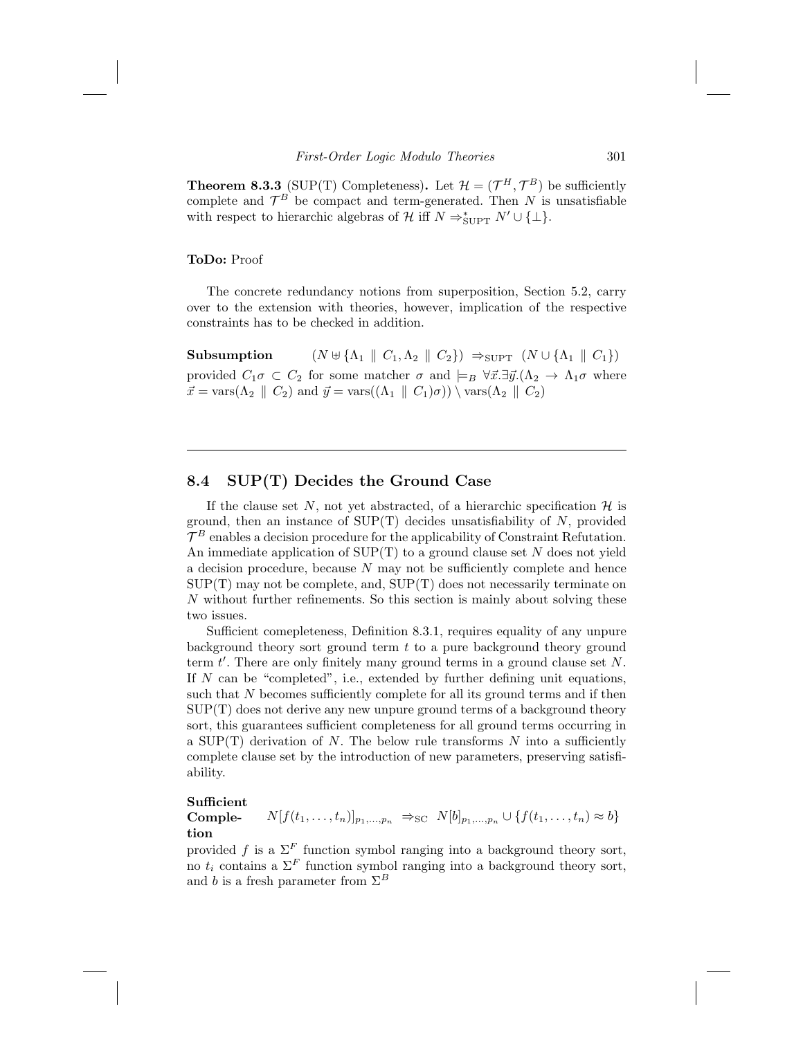**Theorem 8.3.3** (SUP(T) Completeness)**.** Let $\mathcal{H} = (\mathcal{T}^H, \mathcal{T}^B)$ be sufficiently complete and $\mathcal{T}^B$ be compact and term-generated. Then $N$ is unsatisfiable with respect to hierarchic algebras of $\mathcal{H}$ iff $N \Rightarrow^*_{\text{SUPT}} N' \cup \{\bot\}$.

**ToDo:** Proof

The concrete redundancy notions from superposition, Section 5.2, carry over to the extension with theories, however, implication of the respective constraints has to be checked in addition.

**Subsumption** $\quad (N \uplus \{\Lambda_1 \parallel C_1, \Lambda_2 \parallel C_2\}) \ \Rightarrow_{\text{SUPT}} \ (N \cup \{\Lambda_1 \parallel C_1\})$

provided $C_1\sigma \subset C_2$ for some matcher $\sigma$ and $\models_B \forall \vec{x}.\exists \vec{y}.(\Lambda_2 \rightarrow \Lambda_1\sigma$ where $\vec{x} = \text{vars}(\Lambda_2 \parallel C_2)$ and $\vec{y} = \text{vars}((\Lambda_1 \parallel C_1)\sigma)) \setminus \text{vars}(\Lambda_2 \parallel C_2)$

---

## 8.4 SUP(T) Decides the Ground Case

If the clause set $N$, not yet abstracted, of a hierarchic specification $\mathcal{H}$ is ground, then an instance of SUP(T) decides unsatisfiability of $N$, provided $\mathcal{T}^B$ enables a decision procedure for the applicability of Constraint Refutation. An immediate application of SUP(T) to a ground clause set $N$ does not yield a decision procedure, because $N$ may not be sufficiently complete and hence SUP(T) may not be complete, and, SUP(T) does not necessarily terminate on $N$ without further refinements. So this section is mainly about solving these two issues.

Sufficient comepleteness, Definition 8.3.1, requires equality of any unpure background theory sort ground term $t$ to a pure background theory ground term $t'$. There are only finitely many ground terms in a ground clause set $N$. If $N$ can be "completed", i.e., extended by further defining unit equations, such that $N$ becomes sufficiently complete for all its ground terms and if then SUP(T) does not derive any new unpure ground terms of a background theory sort, this guarantees sufficient completeness for all ground terms occurring in a SUP(T) derivation of $N$. The below rule transforms $N$ into a sufficiently complete clause set by the introduction of new parameters, preserving satisfiability.

**Sufficient Completion** $\quad N[f(t_1, \ldots, t_n)]_{p_1,\ldots,p_n} \ \Rightarrow_{\text{SC}} \ N[b]_{p_1,\ldots,p_n} \cup \{f(t_1, \ldots, t_n) \approx b\}$

provided $f$ is a $\Sigma^F$ function symbol ranging into a background theory sort, no $t_i$ contains a $\Sigma^F$ function symbol ranging into a background theory sort, and $b$ is a fresh parameter from $\Sigma^B$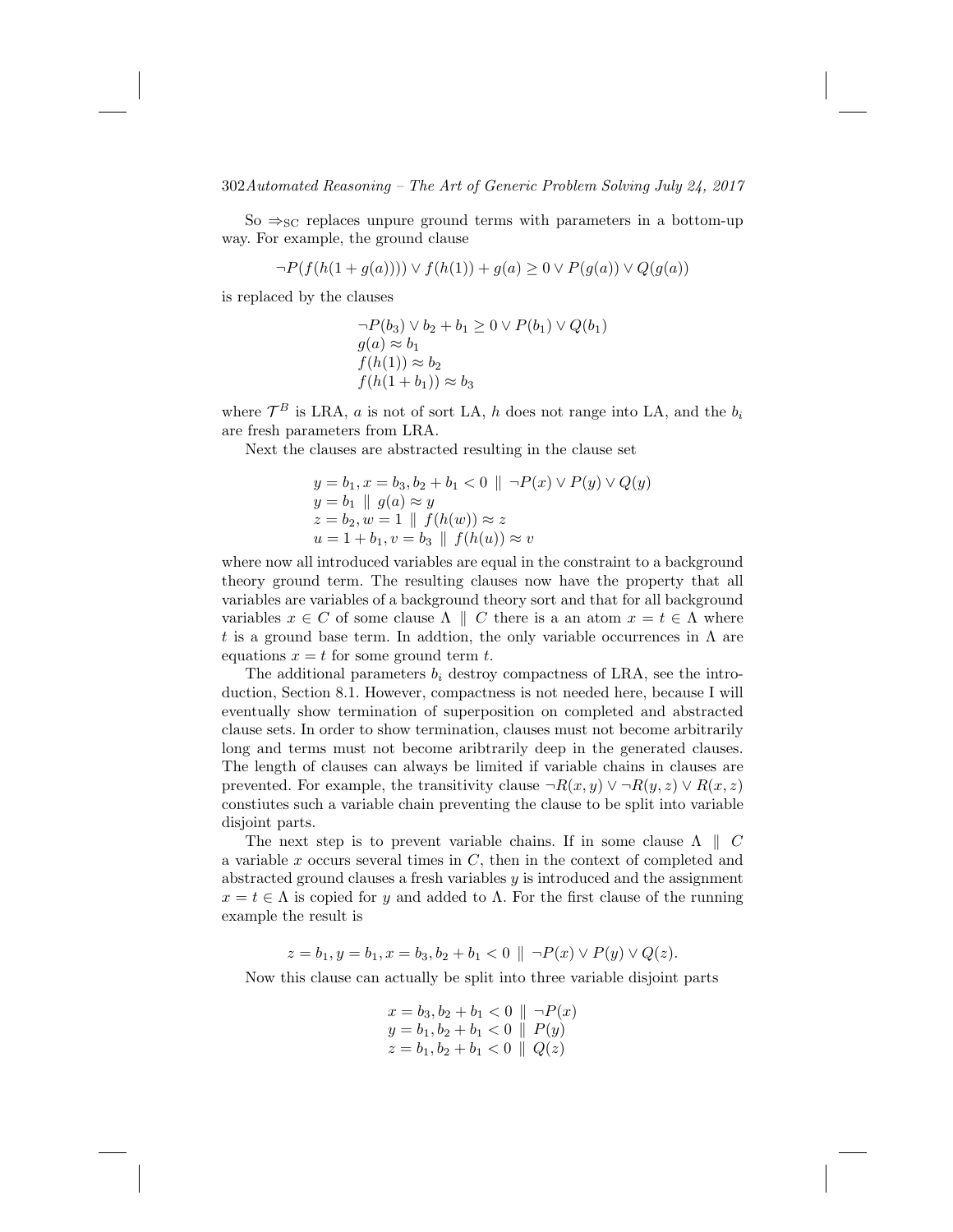So $\Rightarrow_{\text{SC}}$ replaces unpure ground terms with parameters in a bottom-up way. For example, the ground clause

$$\neg P(f(h(1 + g(a)))) \vee f(h(1)) + g(a) \geq 0 \vee P(g(a)) \vee Q(g(a))$$

is replaced by the clauses

$$\begin{array}{l}
\neg P(b_3) \vee b_2 + b_1 \geq 0 \vee P(b_1) \vee Q(b_1) \\
g(a) \approx b_1 \\
f(h(1)) \approx b_2 \\
f(h(1 + b_1)) \approx b_3
\end{array}$$

where $\mathcal{T}^B$ is LRA, $a$ is not of sort LA, $h$ does not range into LA, and the $b_i$ are fresh parameters from LRA.

Next the clauses are abstracted resulting in the clause set

$$\begin{array}{l}
y = b_1, x = b_3, b_2 + b_1 < 0 \parallel \neg P(x) \vee P(y) \vee Q(y) \\
y = b_1 \parallel g(a) \approx y \\
z = b_2, w = 1 \parallel f(h(w)) \approx z \\
u = 1 + b_1, v = b_3 \parallel f(h(u)) \approx v
\end{array}$$

where now all introduced variables are equal in the constraint to a background theory ground term. The resulting clauses now have the property that all variables are variables of a background theory sort and that for all background variables $x \in C$ of some clause $\Lambda \parallel C$ there is a an atom $x = t \in \Lambda$ where $t$ is a ground base term. In addtion, the only variable occurrences in $\Lambda$ are equations $x = t$ for some ground term $t$.

The additional parameters $b_i$ destroy compactness of LRA, see the introduction, Section 8.1. However, compactness is not needed here, because I will eventually show termination of superposition on completed and abstracted clause sets. In order to show termination, clauses must not become arbitrarily long and terms must not become aribtrarily deep in the generated clauses. The length of clauses can always be limited if variable chains in clauses are prevented. For example, the transitivity clause $\neg R(x, y) \vee \neg R(y, z) \vee R(x, z)$ constiutes such a variable chain preventing the clause to be split into variable disjoint parts.

The next step is to prevent variable chains. If in some clause $\Lambda \parallel C$ a variable $x$ occurs several times in $C$, then in the context of completed and abstracted ground clauses a fresh variables $y$ is introduced and the assignment $x = t \in \Lambda$ is copied for $y$ and added to $\Lambda$. For the first clause of the running example the result is

$$z = b_1, y = b_1, x = b_3, b_2 + b_1 < 0 \parallel \neg P(x) \vee P(y) \vee Q(z).$$

Now this clause can actually be split into three variable disjoint parts

$$\begin{array}{l}
x = b_3, b_2 + b_1 < 0 \parallel \neg P(x) \\
y = b_1, b_2 + b_1 < 0 \parallel P(y) \\
z = b_1, b_2 + b_1 < 0 \parallel Q(z)
\end{array}$$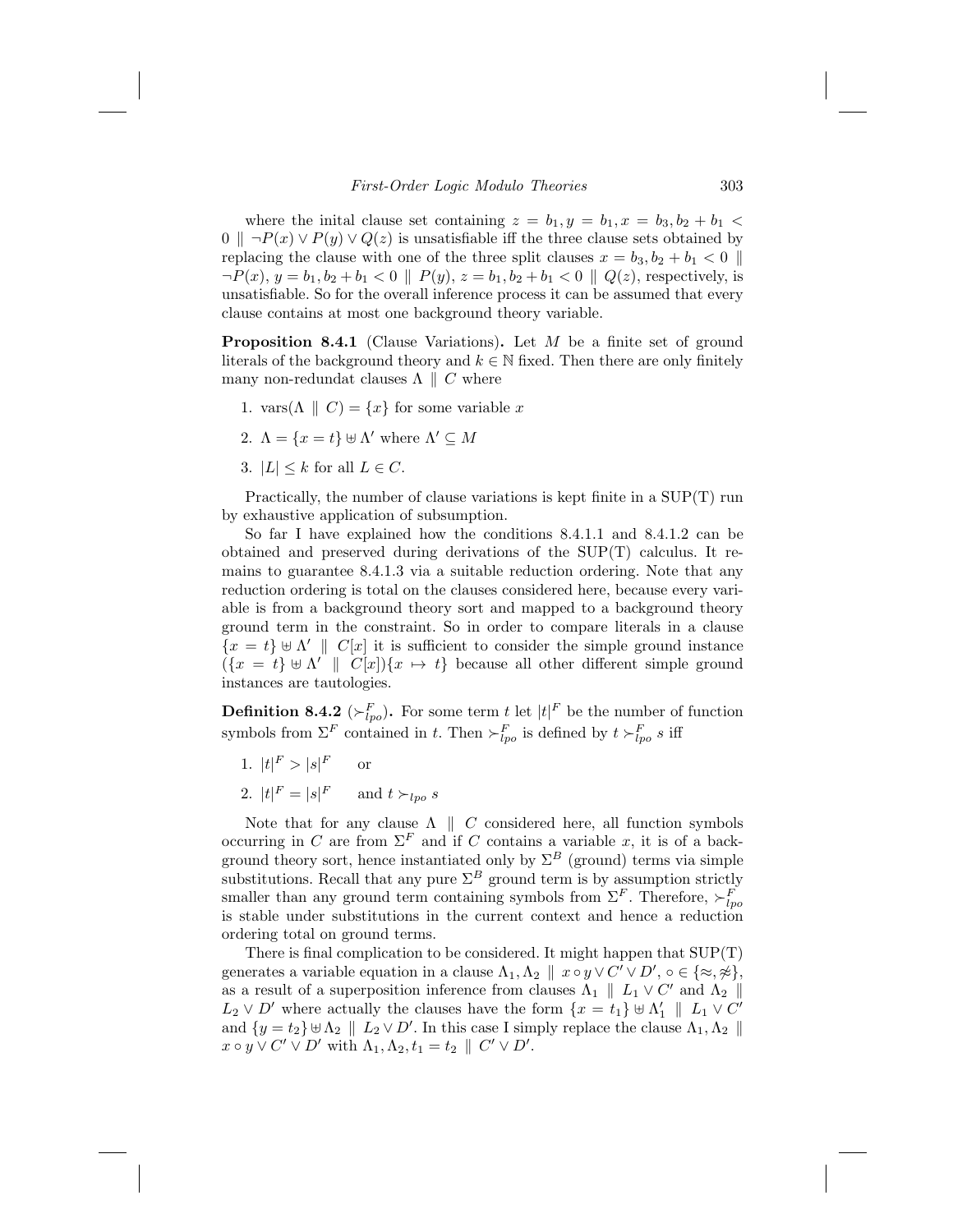where the inital clause set containing $z = b_1, y = b_1, x = b_3, b_2 + b_1 < 0 \parallel \neg P(x) \vee P(y) \vee Q(z)$ is unsatisfiable iff the three clause sets obtained by replacing the clause with one of the three split clauses $x = b_3, b_2 + b_1 < 0 \parallel \neg P(x)$, $y = b_1, b_2 + b_1 < 0 \parallel P(y)$, $z = b_1, b_2 + b_1 < 0 \parallel Q(z)$, respectively, is unsatisfiable. So for the overall inference process it can be assumed that every clause contains at most one background theory variable.

**Proposition 8.4.1** (Clause Variations)**.** Let $M$ be a finite set of ground literals of the background theory and $k \in \mathbb{N}$ fixed. Then there are only finitely many non-redundat clauses $\Lambda \parallel C$ where

1. $\text{vars}(\Lambda \parallel C) = \{x\}$ for some variable $x$
2. $\Lambda = \{x = t\} \uplus \Lambda'$ where $\Lambda' \subseteq M$
3. $|L| \leq k$ for all $L \in C$.

Practically, the number of clause variations is kept finite in a SUP(T) run by exhaustive application of subsumption.

So far I have explained how the conditions 8.4.1.1 and 8.4.1.2 can be obtained and preserved during derivations of the SUP(T) calculus. It remains to guarantee 8.4.1.3 via a suitable reduction ordering. Note that any reduction ordering is total on the clauses considered here, because every variable is from a background theory sort and mapped to a background theory ground term in the constraint. So in order to compare literals in a clause $\{x = t\} \uplus \Lambda' \parallel C[x]$ it is sufficient to consider the simple ground instance $(\{x = t\} \uplus \Lambda' \parallel C[x])\{x \mapsto t\}$ because all other different simple ground instances are tautologies.

**Definition 8.4.2** ($\succ^F_{lpo}$)**.** For some term $t$ let $|t|^F$ be the number of function symbols from $\Sigma^F$ contained in $t$. Then $\succ^F_{lpo}$ is defined by $t \succ^F_{lpo} s$ iff

1. $|t|^F > |s|^F$ or
2. $|t|^F = |s|^F$ and $t \succ_{lpo} s$

Note that for any clause $\Lambda \parallel C$ considered here, all function symbols occurring in $C$ are from $\Sigma^F$ and if $C$ contains a variable $x$, it is of a background theory sort, hence instantiated only by $\Sigma^B$ (ground) terms via simple substitutions. Recall that any pure $\Sigma^B$ ground term is by assumption strictly smaller than any ground term containing symbols from $\Sigma^F$. Therefore, $\succ^F_{lpo}$ is stable under substitutions in the current context and hence a reduction ordering total on ground terms.

There is final complication to be considered. It might happen that SUP(T) generates a variable equation in a clause $\Lambda_1, \Lambda_2 \parallel x \circ y \vee C' \vee D'$, $\circ \in \{\approx, \not\approx\}$, as a result of a superposition inference from clauses $\Lambda_1 \parallel L_1 \vee C'$ and $\Lambda_2 \parallel L_2 \vee D'$ where actually the clauses have the form $\{x = t_1\} \uplus \Lambda'_1 \parallel L_1 \vee C'$ and $\{y = t_2\} \uplus \Lambda_2 \parallel L_2 \vee D'$. In this case I simply replace the clause $\Lambda_1, \Lambda_2 \parallel x \circ y \vee C' \vee D'$ with $\Lambda_1, \Lambda_2, t_1 = t_2 \parallel C' \vee D'$.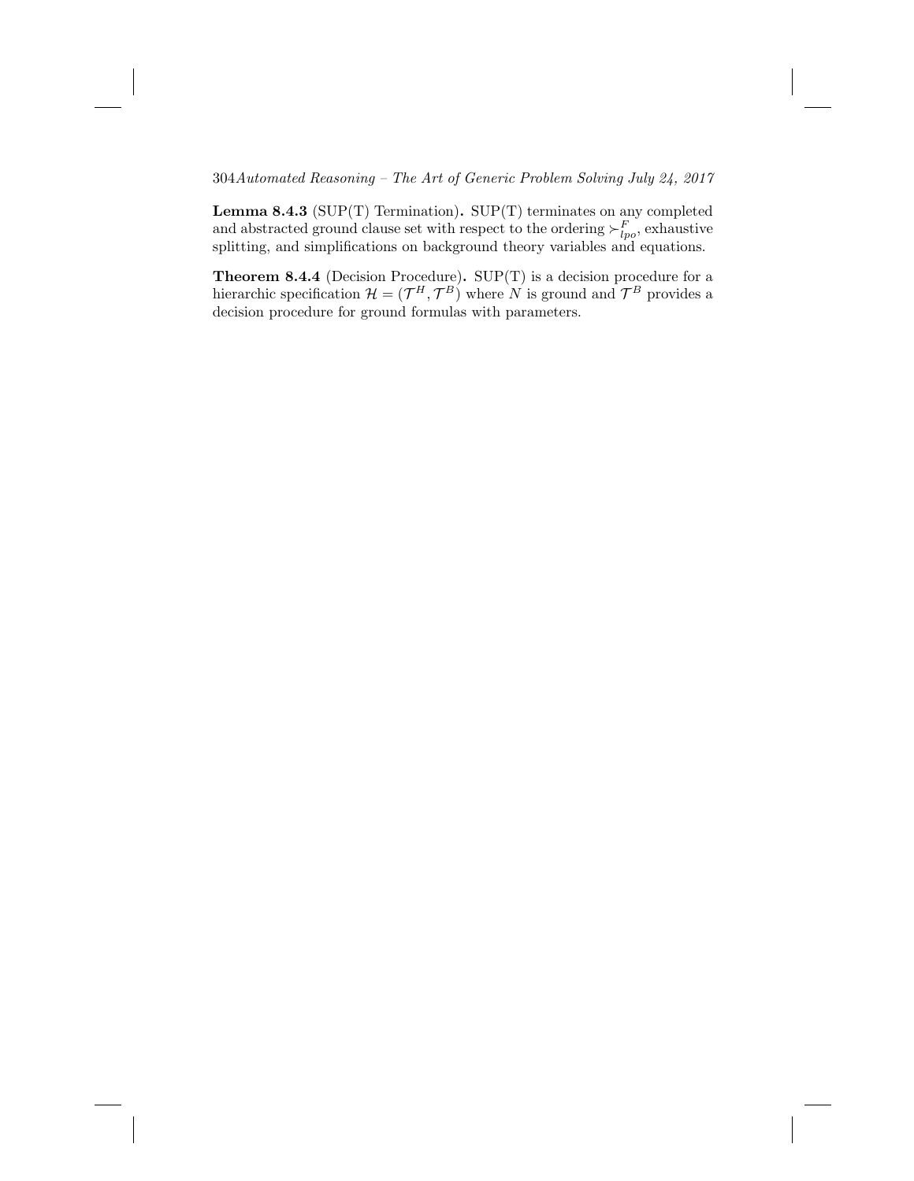**Lemma 8.4.3** (SUP(T) Termination)**.** SUP(T) terminates on any completed and abstracted ground clause set with respect to the ordering $\succ_{lpo}^{F}$, exhaustive splitting, and simplifications on background theory variables and equations.

**Theorem 8.4.4** (Decision Procedure)**.** SUP(T) is a decision procedure for a hierarchic specification $\mathcal{H} = (\mathcal{T}^H, \mathcal{T}^B)$ where $N$ is ground and $\mathcal{T}^B$ provides a decision procedure for ground formulas with parameters.